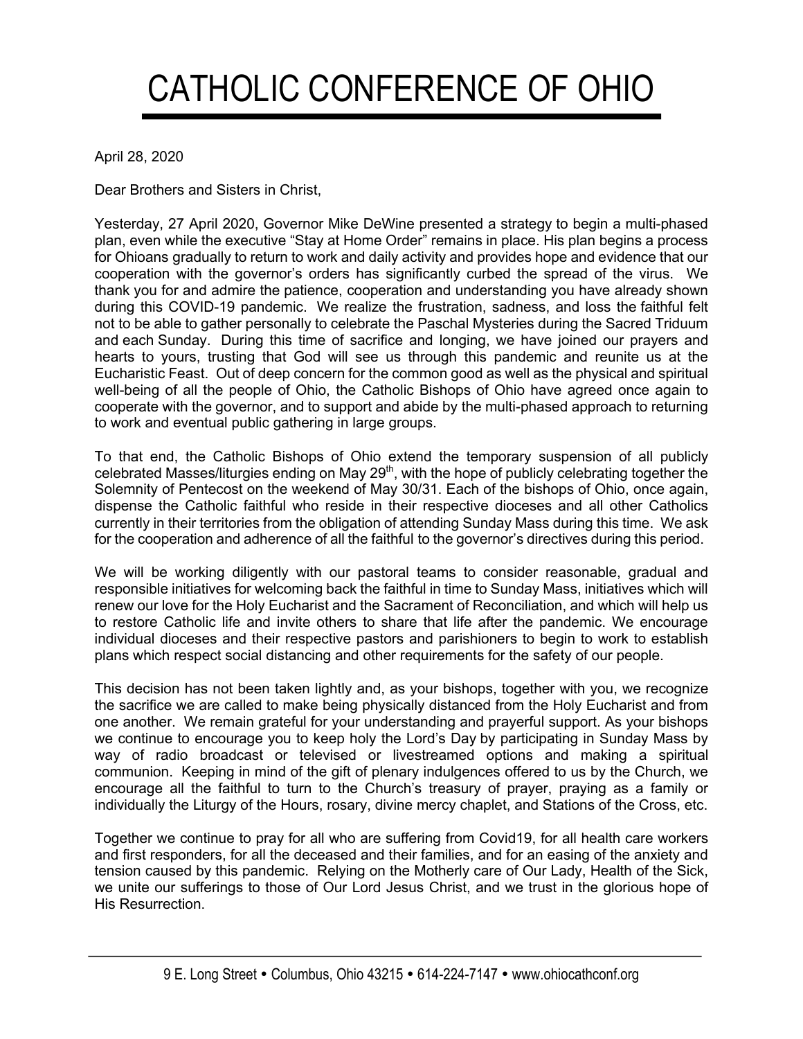# CATHOLIC CONFERENCE OF OHIO

April 28, 2020

Dear Brothers and Sisters in Christ,

Yesterday, 27 April 2020, Governor Mike DeWine presented a strategy to begin a multi-phased plan, even while the executive “Stay at Home Order” remains in place. His plan begins a process for Ohioans gradually to return to work and daily activity and provides hope and evidence that our cooperation with the governor’s orders has significantly curbed the spread of the virus. We thank you for and admire the patience, cooperation and understanding you have already shown during this COVID-19 pandemic. We realize the frustration, sadness, and loss the faithful felt not to be able to gather personally to celebrate the Paschal Mysteries during the Sacred Triduum and each Sunday. During this time of sacrifice and longing, we have joined our prayers and hearts to yours, trusting that God will see us through this pandemic and reunite us at the Eucharistic Feast. Out of deep concern for the common good as well as the physical and spiritual well-being of all the people of Ohio, the Catholic Bishops of Ohio have agreed once again to cooperate with the governor, and to support and abide by the multi-phased approach to returning to work and eventual public gathering in large groups.

To that end, the Catholic Bishops of Ohio extend the temporary suspension of all publicly celebrated Masses/liturgies ending on May 29th, with the hope of publicly celebrating together the Solemnity of Pentecost on the weekend of May 30/31. Each of the bishops of Ohio, once again, dispense the Catholic faithful who reside in their respective dioceses and all other Catholics currently in their territories from the obligation of attending Sunday Mass during this time. We ask for the cooperation and adherence of all the faithful to the governor’s directives during this period.

We will be working diligently with our pastoral teams to consider reasonable, gradual and responsible initiatives for welcoming back the faithful in time to Sunday Mass, initiatives which will renew our love for the Holy Eucharist and the Sacrament of Reconciliation, and which will help us to restore Catholic life and invite others to share that life after the pandemic. We encourage individual dioceses and their respective pastors and parishioners to begin to work to establish plans which respect social distancing and other requirements for the safety of our people.

This decision has not been taken lightly and, as your bishops, together with you, we recognize the sacrifice we are called to make being physically distanced from the Holy Eucharist and from one another. We remain grateful for your understanding and prayerful support. As your bishops we continue to encourage you to keep holy the Lord’s Day by participating in Sunday Mass by way of radio broadcast or televised or livestreamed options and making a spiritual communion. Keeping in mind of the gift of plenary indulgences offered to us by the Church, we encourage all the faithful to turn to the Church’s treasury of prayer, praying as a family or individually the Liturgy of the Hours, rosary, divine mercy chaplet, and Stations of the Cross, etc.

Together we continue to pray for all who are suffering from Covid19, for all health care workers and first responders, for all the deceased and their families, and for an easing of the anxiety and tension caused by this pandemic. Relying on the Motherly care of Our Lady, Health of the Sick, we unite our sufferings to those of Our Lord Jesus Christ, and we trust in the glorious hope of His Resurrection.

9 E. Long Street • Columbus, Ohio 43215 • 614-224-7147 • www.ohiocathconf.org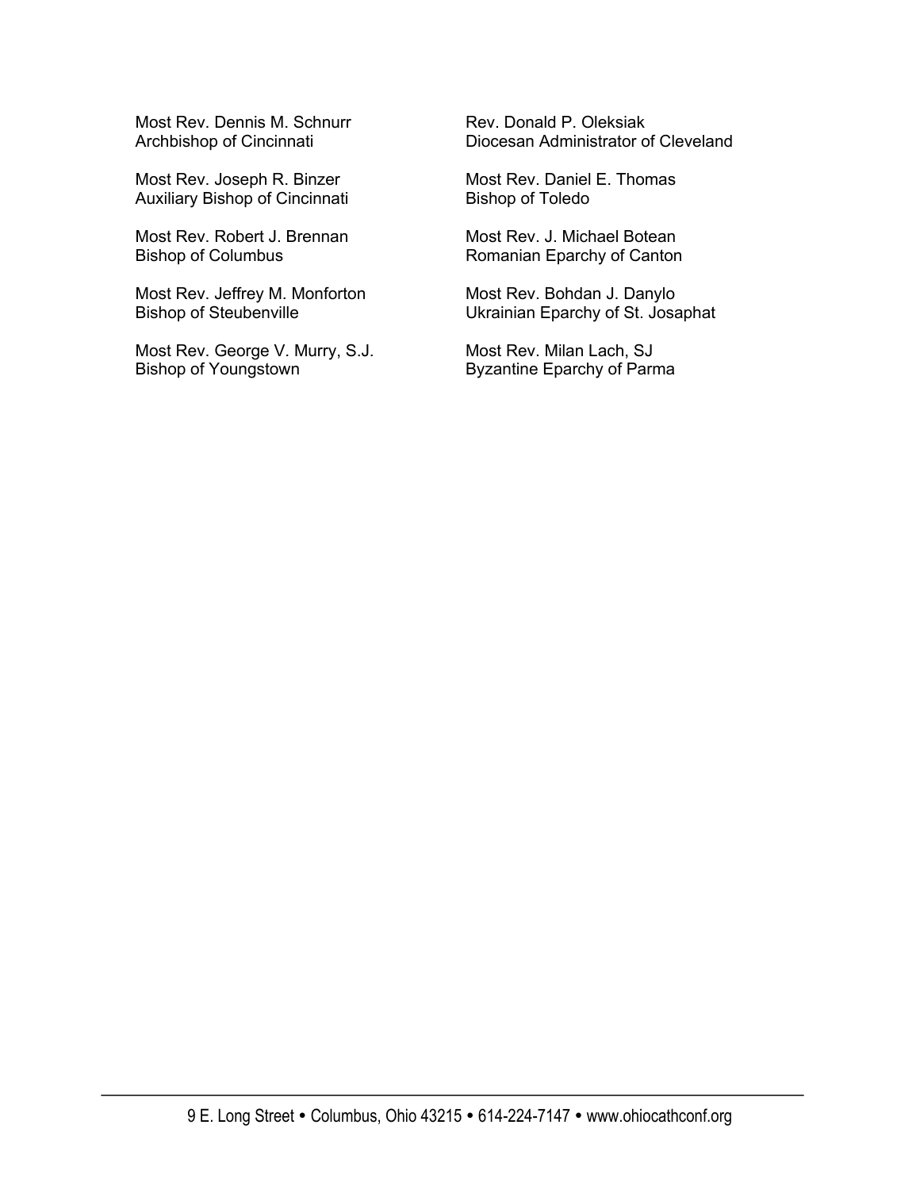Most Rev. Dennis M. Schnurr
Archbishop of Cincinnati

Most Rev. Joseph R. Binzer
Auxiliary Bishop of Cincinnati

Most Rev. Robert J. Brennan
Bishop of Columbus

Most Rev. Jeffrey M. Monforton
Bishop of Steubenville

Most Rev. George V. Murry, S.J.
Bishop of Youngstown

Rev. Donald P. Oleksiak
Diocesan Administrator of Cleveland

Most Rev. Daniel E. Thomas
Bishop of Toledo

Most Rev. J. Michael Botean
Romanian Eparchy of Canton

Most Rev. Bohdan J. Danylo
Ukrainian Eparchy of St. Josaphat

Most Rev. Milan Lach, SJ
Byzantine Eparchy of Parma

9 E. Long Street • Columbus, Ohio 43215 • 614-224-7147 • www.ohiocathconf.org